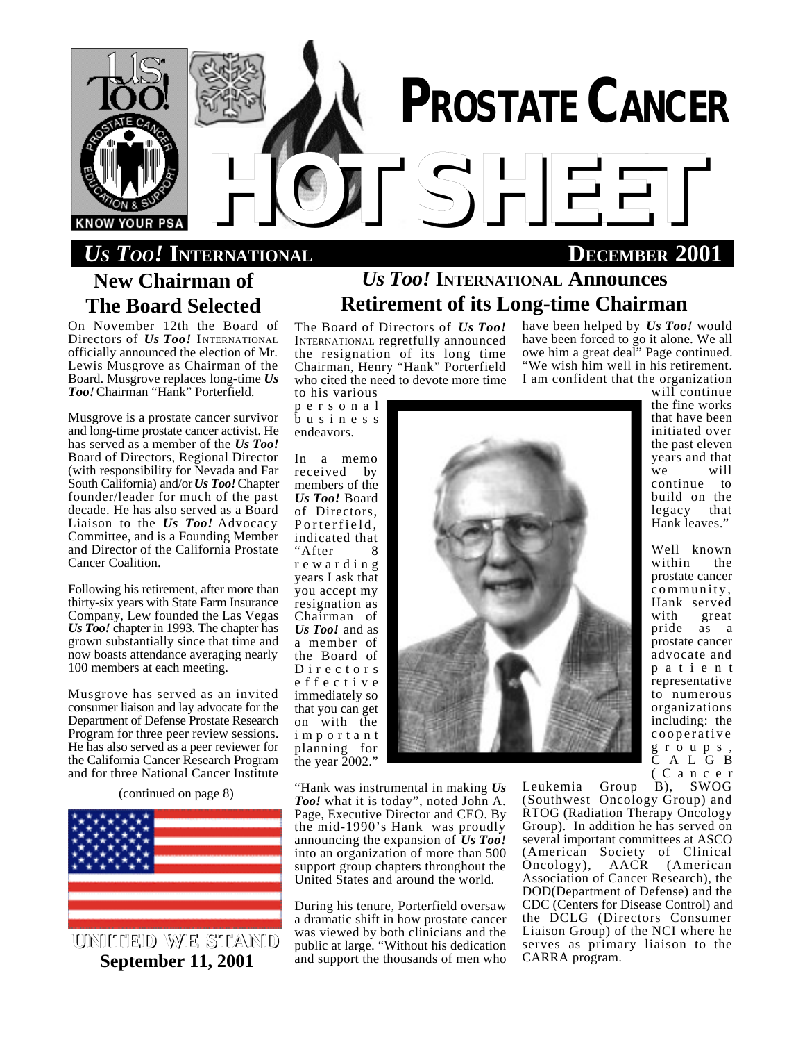# PROSTATE CANCER HOTSHEET

***Us Too!* INTERNATIONAL** **DECEMBER 2001**

## New Chairman of The Board Selected

On November 12th the Board of Directors of ***Us Too!*** INTERNATIONAL officially announced the election of Mr. Lewis Musgrove as Chairman of the Board. Musgrove replaces long-time ***Us Too!*** Chairman "Hank" Porterfield.

Musgrove is a prostate cancer survivor and long-time prostate cancer activist. He has served as a member of the ***Us Too!*** Board of Directors, Regional Director (with responsibility for Nevada and Far South California) and/or ***Us Too!*** Chapter founder/leader for much of the past decade. He has also served as a Board Liaison to the ***Us Too!*** Advocacy Committee, and is a Founding Member and Director of the California Prostate Cancer Coalition.

Following his retirement, after more than thirty-six years with State Farm Insurance Company, Lew founded the Las Vegas ***Us Too!*** chapter in 1993. The chapter has grown substantially since that time and now boasts attendance averaging nearly 100 members at each meeting.

Musgrove has served as an invited consumer liaison and lay advocate for the Department of Defense Prostate Research Program for three peer review sessions. He has also served as a peer reviewer for the California Cancer Research Program and for three National Cancer Institute

(continued on page 8)

UNITED WE STAND
**September 11, 2001**

## *Us Too!* INTERNATIONAL Announces Retirement of its Long-time Chairman

The Board of Directors of ***Us Too!*** INTERNATIONAL regretfully announced the resignation of its long time Chairman, Henry "Hank" Porterfield who cited the need to devote more time to his various personal business endeavors.

In a memo received by members of the ***Us Too!*** Board of Directors, Porterfield, indicated that "After 8 rewarding years I ask that you accept my resignation as Chairman of ***Us Too!*** and as a member of the Board of Directors effective immediately so that you can get on with the important planning for the year 2002."

"Hank was instrumental in making ***Us Too!*** what it is today", noted John A. Page, Executive Director and CEO. By the mid-1990's Hank was proudly announcing the expansion of ***Us Too!*** into an organization of more than 500 support group chapters throughout the United States and around the world.

During his tenure, Porterfield oversaw a dramatic shift in how prostate cancer was viewed by both clinicians and the public at large. "Without his dedication and support the thousands of men who have been helped by ***Us Too!*** would have been forced to go it alone. We all owe him a great deal" Page continued. "We wish him well in his retirement. I am confident that the organization will continue the fine works that have been initiated over the past eleven years and that we will continue to build on the legacy that Hank leaves."

Well known within the prostate cancer community, Hank served with great pride as a prostate cancer advocate and patient representative to numerous organizations including: the cooperative groups, CALGB (Cancer Leukemia Group B), SWOG (Southwest Oncology Group) and RTOG (Radiation Therapy Oncology Group). In addition he has served on several important committees at ASCO (American Society of Clinical Oncology), AACR (American Association of Cancer Research), the DOD(Department of Defense) and the CDC (Centers for Disease Control) and the DCLG (Directors Consumer Liaison Group) of the NCI where he serves as primary liaison to the CARRA program.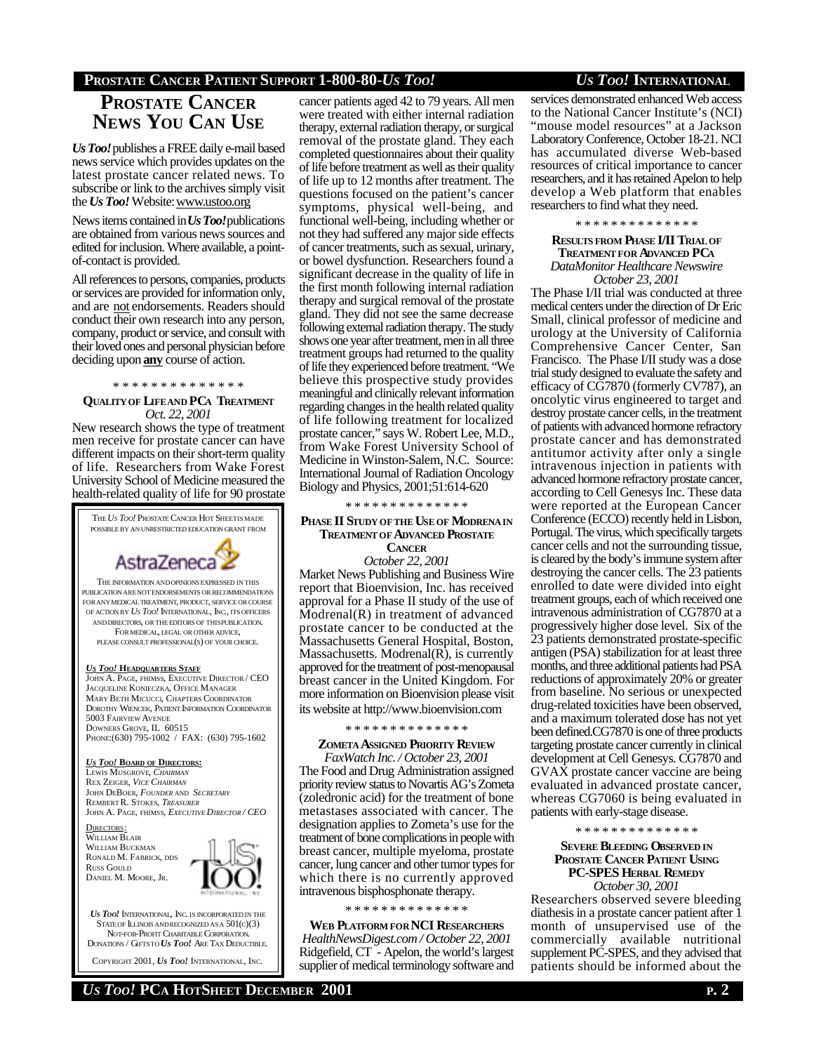# Prostate Cancer News You Can Use

***Us Too!*** publishes a FREE daily e-mail based news service which provides updates on the latest prostate cancer related news. To subscribe or link to the archives simply visit the ***Us Too!*** Website: www.ustoo.org

News items contained in ***Us Too!*** publications are obtained from various news sources and edited for inclusion. Where available, a point-of-contact is provided.

All references to persons, companies, products or services are provided for information only, and are not endorsements. Readers should conduct their own research into any person, company, product or service, and consult with their loved ones and personal physician before deciding upon **any** course of action.

\* \* \* \* \* \* \* \* \* \* \* \* \* \*

### Quality of Life and PCa Treatment

*Oct. 22, 2001*

New research shows the type of treatment men receive for prostate cancer can have different impacts on their short-term quality of life. Researchers from Wake Forest University School of Medicine measured the health-related quality of life for 90 prostate cancer patients aged 42 to 79 years. All men were treated with either internal radiation therapy, external radiation therapy, or surgical removal of the prostate gland. They each completed questionnaires about their quality of life before treatment as well as their quality of life up to 12 months after treatment. The questions focused on the patient's cancer symptoms, physical well-being, and functional well-being, including whether or not they had suffered any major side effects of cancer treatments, such as sexual, urinary, or bowel dysfunction. Researchers found a significant decrease in the quality of life in the first month following internal radiation therapy and surgical removal of the prostate gland. They did not see the same decrease following external radiation therapy. The study shows one year after treatment, men in all three treatment groups had returned to the quality of life they experienced before treatment. "We believe this prospective study provides meaningful and clinically relevant information regarding changes in the health related quality of life following treatment for localized prostate cancer," says W. Robert Lee, M.D., from Wake Forest University School of Medicine in Winston-Salem, N.C. Source: International Journal of Radiation Oncology Biology and Physics, 2001;51:614-620

\* \* \* \* \* \* \* \* \* \* \* \* \* \*

### Phase II Study of the Use of Modrena in Treatment of Advanced Prostate Cancer

*October 22, 2001*

Market News Publishing and Business Wire report that Bioenvision, Inc. has received approval for a Phase II study of the use of Modrenal(R) in treatment of advanced prostate cancer to be conducted at the Massachusetts General Hospital, Boston, Massachusetts. Modrenal(R), is currently approved for the treatment of post-menopausal breast cancer in the United Kingdom. For more information on Bioenvision please visit its website at http://www.bioenvision.com

\* \* \* \* \* \* \* \* \* \* \* \* \* \*

### Zometa Assigned Priority Review

*FaxWatch Inc. / October 23, 2001*

The Food and Drug Administration assigned priority review status to Novartis AG's Zometa (zoledronic acid) for the treatment of bone metastases associated with cancer. The designation applies to Zometa's use for the treatment of bone complications in people with breast cancer, multiple myeloma, prostate cancer, lung cancer and other tumor types for which there is no currently approved intravenous bisphosphonate therapy.

\* \* \* \* \* \* \* \* \* \* \* \* \* \*

### Web Platform for NCI Researchers

*HealthNewsDigest.com / October 22, 2001*

Ridgefield, CT - Apelon, the world's largest supplier of medical terminology software and services demonstrated enhanced Web access to the National Cancer Institute's (NCI) "mouse model resources" at a Jackson Laboratory Conference, October 18-21. NCI has accumulated diverse Web-based resources of critical importance to cancer researchers, and it has retained Apelon to help develop a Web platform that enables researchers to find what they need.

\* \* \* \* \* \* \* \* \* \* \* \* \* \*

### Results from Phase I/II Trial of Treatment for Advanced PCa

*DataMonitor Healthcare Newswire*
*October 23, 2001*

The Phase I/II trial was conducted at three medical centers under the direction of Dr Eric Small, clinical professor of medicine and urology at the University of California Comprehensive Cancer Center, San Francisco. The Phase I/II study was a dose trial study designed to evaluate the safety and efficacy of CG7870 (formerly CV787), an oncolytic virus engineered to target and destroy prostate cancer cells, in the treatment of patients with advanced hormone refractory prostate cancer and has demonstrated antitumor activity after only a single intravenous injection in patients with advanced hormone refractory prostate cancer, according to Cell Genesys Inc. These data were reported at the European Cancer Conference (ECCO) recently held in Lisbon, Portugal. The virus, which specifically targets cancer cells and not the surrounding tissue, is cleared by the body's immune system after destroying the cancer cells. The 23 patients enrolled to date were divided into eight treatment groups, each of which received one intravenous administration of CG7870 at a progressively higher dose level. Six of the 23 patients demonstrated prostate-specific antigen (PSA) stabilization for at least three months, and three additional patients had PSA reductions of approximately 20% or greater from baseline. No serious or unexpected drug-related toxicities have been observed, and a maximum tolerated dose has not yet been defined.CG7870 is one of three products targeting prostate cancer currently in clinical development at Cell Genesys. CG7870 and GVAX prostate cancer vaccine are being evaluated in advanced prostate cancer, whereas CG7060 is being evaluated in patients with early-stage disease.

\* \* \* \* \* \* \* \* \* \* \* \* \* \*

### Severe Bleeding Observed in Prostate Cancer Patient Using PC-SPES Herbal Remedy

*October 30, 2001*

Researchers observed severe bleeding diathesis in a prostate cancer patient after 1 month of unsupervised use of the commercially available nutritional supplement PC-SPES, and they advised that patients should be informed about the

---

THE *US TOO!* PROSTATE CANCER HOT SHEET IS MADE POSSIBLE BY AN UNRESTRICTED EDUCATION GRANT FROM

AstraZeneca

THE INFORMATION AND OPINIONS EXPRESSED IN THIS PUBLICATION ARE NOT ENDORSEMENTS OR RECOMMENDATIONS FOR ANY MEDICAL TREATMENT, PRODUCT, SERVICE OR COURSE OF ACTION BY *US TOO!* INTERNATIONAL, INC., ITS OFFICERS AND DIRECTORS, OR THE EDITORS OF THIS PUBLICATION. FOR MEDICAL, LEGAL OR OTHER ADVICE, PLEASE CONSULT PROFESSIONAL(S) OF YOUR CHOICE.

***US TOO!* HEADQUARTERS STAFF**

JOHN A. PAGE, FHIMSS, EXECUTIVE DIRECTOR / CEO
JACQUELINE KONIECZKA, OFFICE MANAGER
MARY BETH MICUCCI, CHAPTERS COORDINATOR
DOROTHY WIENCEK, PATIENT INFORMATION COORDINATOR
5003 FAIRVIEW AVENUE
DOWNERS GROVE, IL 60515
PHONE:(630) 795-1002 / FAX: (630) 795-1602

***US TOO!* BOARD OF DIRECTORS:**

LEWIS MUSGROVE, *CHAIRMAN*
REX ZEIGER, *VICE CHAIRMAN*
JOHN DEBOER, *FOUNDER AND SECRETARY*
REMBERT R. STOKES, *TREASURER*
JOHN A. PAGE, FHIMSS, *EXECUTIVE DIRECTOR / CEO*

DIRECTORS:
WILLIAM BLAIR
WILLIAM BUCKMAN
RONALD M. FABRICK, DDS
RUSS GOULD
DANIEL M. MOORE, JR.

***US TOO!*** INTERNATIONAL, INC. IS INCORPORATED IN THE STATE OF ILLINOIS AND RECOGNIZED AS A 501(C)(3) NOT-FOR-PROFIT CHARITABLE CORPORATION. DONATIONS / GIFTS TO ***US TOO!*** ARE TAX DEDUCTIBLE.

COPYRIGHT 2001, ***US TOO!*** INTERNATIONAL, INC.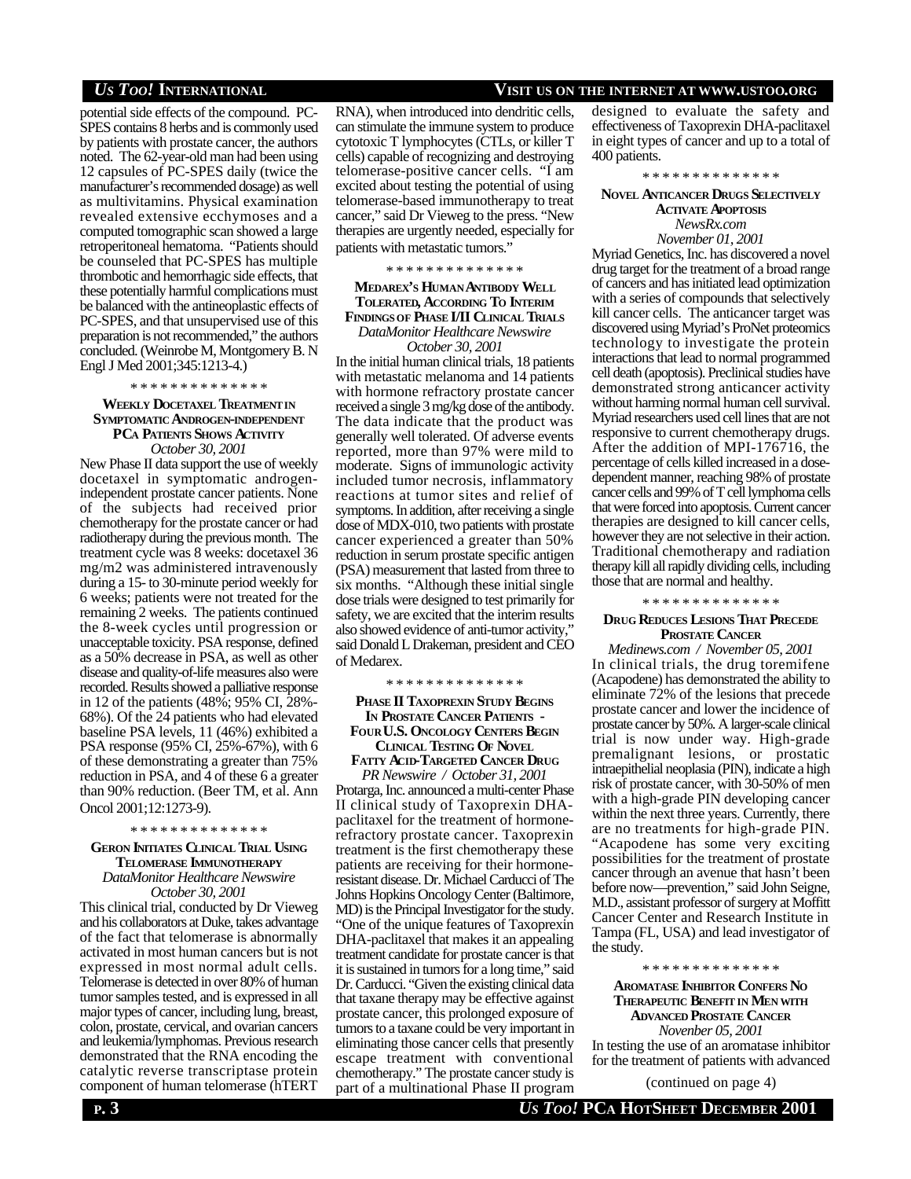potential side effects of the compound. PC-SPES contains 8 herbs and is commonly used by patients with prostate cancer, the authors noted. The 62-year-old man had been using 12 capsules of PC-SPES daily (twice the manufacturer's recommended dosage) as well as multivitamins. Physical examination revealed extensive ecchymoses and a computed tomographic scan showed a large retroperitoneal hematoma. "Patients should be counseled that PC-SPES has multiple thrombotic and hemorrhagic side effects, that these potentially harmful complications must be balanced with the antineoplastic effects of PC-SPES, and that unsupervised use of this preparation is not recommended," the authors concluded. (Weinrobe M, Montgomery B. N Engl J Med 2001;345:1213-4.)

\* \* \* \* \* \* \* \* \* \* \* \* \* \*

### Weekly Docetaxel Treatment in Symptomatic Androgen-independent PCa Patients Shows Activity

*October 30, 2001*

New Phase II data support the use of weekly docetaxel in symptomatic androgen-independent prostate cancer patients. None of the subjects had received prior chemotherapy for the prostate cancer or had radiotherapy during the previous month. The treatment cycle was 8 weeks: docetaxel 36 mg/m2 was administered intravenously during a 15- to 30-minute period weekly for 6 weeks; patients were not treated for the remaining 2 weeks. The patients continued the 8-week cycles until progression or unacceptable toxicity. PSA response, defined as a 50% decrease in PSA, as well as other disease and quality-of-life measures also were recorded. Results showed a palliative response in 12 of the patients (48%; 95% CI, 28%-68%). Of the 24 patients who had elevated baseline PSA levels, 11 (46%) exhibited a PSA response (95% CI, 25%-67%), with 6 of these demonstrating a greater than 75% reduction in PSA, and 4 of these 6 a greater than 90% reduction. (Beer TM, et al. Ann Oncol 2001;12:1273-9).

\* \* \* \* \* \* \* \* \* \* \* \* \* \*

### Geron Initiates Clinical Trial Using Telomerase Immunotherapy

*DataMonitor Healthcare Newswire*
*October 30, 2001*

This clinical trial, conducted by Dr Vieweg and his collaborators at Duke, takes advantage of the fact that telomerase is abnormally activated in most human cancers but is not expressed in most normal adult cells. Telomerase is detected in over 80% of human tumor samples tested, and is expressed in all major types of cancer, including lung, breast, colon, prostate, cervical, and ovarian cancers and leukemia/lymphomas. Previous research demonstrated that the RNA encoding the catalytic reverse transcriptase protein component of human telomerase (hTERT RNA), when introduced into dendritic cells, can stimulate the immune system to produce cytotoxic T lymphocytes (CTLs, or killer T cells) capable of recognizing and destroying telomerase-positive cancer cells. "I am excited about testing the potential of using telomerase-based immunotherapy to treat cancer," said Dr Vieweg to the press. "New therapies are urgently needed, especially for patients with metastatic tumors."

\* \* \* \* \* \* \* \* \* \* \* \* \* \*

### Medarex's Human Antibody Well Tolerated, According To Interim Findings of Phase I/II Clinical Trials

*DataMonitor Healthcare Newswire*
*October 30, 2001*

In the initial human clinical trials, 18 patients with metastatic melanoma and 14 patients with hormone refractory prostate cancer received a single 3 mg/kg dose of the antibody. The data indicate that the product was generally well tolerated. Of adverse events reported, more than 97% were mild to moderate. Signs of immunologic activity included tumor necrosis, inflammatory reactions at tumor sites and relief of symptoms. In addition, after receiving a single dose of MDX-010, two patients with prostate cancer experienced a greater than 50% reduction in serum prostate specific antigen (PSA) measurement that lasted from three to six months. "Although these initial single dose trials were designed to test primarily for safety, we are excited that the interim results also showed evidence of anti-tumor activity," said Donald L Drakeman, president and CEO of Medarex.

\* \* \* \* \* \* \* \* \* \* \* \* \* \*

### Phase II Taxoprexin Study Begins In Prostate Cancer Patients - Four U.S. Oncology Centers Begin Clinical Testing Of Novel Fatty Acid-Targeted Cancer Drug

*PR Newswire / October 31, 2001*

Protarga, Inc. announced a multi-center Phase II clinical study of Taxoprexin DHA-paclitaxel for the treatment of hormone-refractory prostate cancer. Taxoprexin treatment is the first chemotherapy these patients are receiving for their hormone-resistant disease. Dr. Michael Carducci of The Johns Hopkins Oncology Center (Baltimore, MD) is the Principal Investigator for the study. "One of the unique features of Taxoprexin DHA-paclitaxel that makes it an appealing treatment candidate for prostate cancer is that it is sustained in tumors for a long time," said Dr. Carducci. "Given the existing clinical data that taxane therapy may be effective against prostate cancer, this prolonged exposure of tumors to a taxane could be very important in eliminating those cancer cells that presently escape treatment with conventional chemotherapy." The prostate cancer study is part of a multinational Phase II program designed to evaluate the safety and effectiveness of Taxoprexin DHA-paclitaxel in eight types of cancer and up to a total of 400 patients.

\* \* \* \* \* \* \* \* \* \* \* \* \* \*

### Novel Anticancer Drugs Selectively Activate Apoptosis

*NewsRx.com*
*November 01, 2001*

Myriad Genetics, Inc. has discovered a novel drug target for the treatment of a broad range of cancers and has initiated lead optimization with a series of compounds that selectively kill cancer cells. The anticancer target was discovered using Myriad's ProNet proteomics technology to investigate the protein interactions that lead to normal programmed cell death (apoptosis). Preclinical studies have demonstrated strong anticancer activity without harming normal human cell survival. Myriad researchers used cell lines that are not responsive to current chemotherapy drugs. After the addition of MPI-176716, the percentage of cells killed increased in a dose-dependent manner, reaching 98% of prostate cancer cells and 99% of T cell lymphoma cells that were forced into apoptosis. Current cancer therapies are designed to kill cancer cells, however they are not selective in their action. Traditional chemotherapy and radiation therapy kill all rapidly dividing cells, including those that are normal and healthy.

\* \* \* \* \* \* \* \* \* \* \* \* \* \*

### Drug Reduces Lesions That Precede Prostate Cancer

*Medinews.com / November 05, 2001*

In clinical trials, the drug toremifene (Acapodene) has demonstrated the ability to eliminate 72% of the lesions that precede prostate cancer and lower the incidence of prostate cancer by 50%. A larger-scale clinical trial is now under way. High-grade premalignant lesions, or prostatic intraepithelial neoplasia (PIN), indicate a high risk of prostate cancer, with 30-50% of men with a high-grade PIN developing cancer within the next three years. Currently, there are no treatments for high-grade PIN. "Acapodene has some very exciting possibilities for the treatment of prostate cancer through an avenue that hasn't been before now—prevention," said John Seigne, M.D., assistant professor of surgery at Moffitt Cancer Center and Research Institute in Tampa (FL, USA) and lead investigator of the study.

\* \* \* \* \* \* \* \* \* \* \* \* \* \*

### Aromatase Inhibitor Confers No Therapeutic Benefit in Men with Advanced Prostate Cancer

*Novenber 05, 2001*

In testing the use of an aromatase inhibitor for the treatment of patients with advanced

(continued on page 4)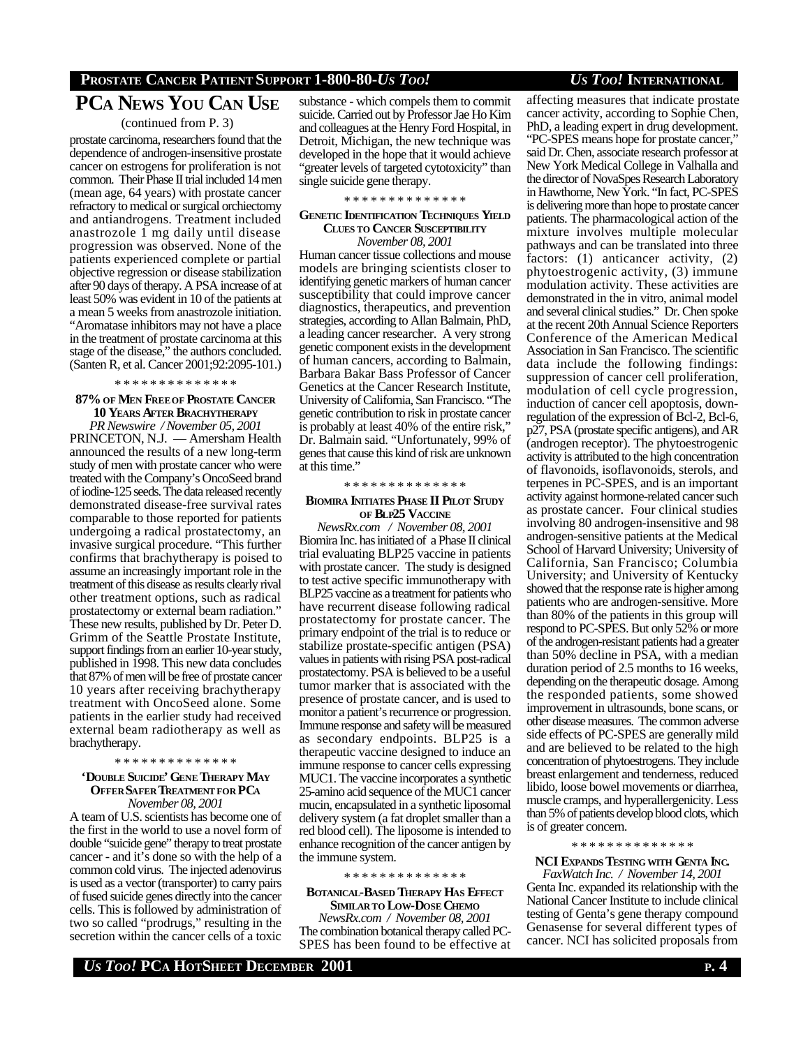# PCa News You Can Use

(continued from P. 3)

prostate carcinoma, researchers found that the dependence of androgen-insensitive prostate cancer on estrogens for proliferation is not common. Their Phase II trial included 14 men (mean age, 64 years) with prostate cancer refractory to medical or surgical orchiectomy and antiandrogens. Treatment included anastrozole 1 mg daily until disease progression was observed. None of the patients experienced complete or partial objective regression or disease stabilization after 90 days of therapy. A PSA increase of at least 50% was evident in 10 of the patients at a mean 5 weeks from anastrozole initiation. "Aromatase inhibitors may not have a place in the treatment of prostate carcinoma at this stage of the disease," the authors concluded. (Santen R, et al. Cancer 2001;92:2095-101.)

\* \* \* \* \* \* \* \* \* \* \* \* \* \*

### 87% of Men Free of Prostate Cancer 10 Years After Brachytherapy

*PR Newswire / November 05, 2001*

PRINCETON, N.J. — Amersham Health announced the results of a new long-term study of men with prostate cancer who were treated with the Company's OncoSeed brand of iodine-125 seeds. The data released recently demonstrated disease-free survival rates comparable to those reported for patients undergoing a radical prostatectomy, an invasive surgical procedure. "This further confirms that brachytherapy is poised to assume an increasingly important role in the treatment of this disease as results clearly rival other treatment options, such as radical prostatectomy or external beam radiation." These new results, published by Dr. Peter D. Grimm of the Seattle Prostate Institute, support findings from an earlier 10-year study, published in 1998. This new data concludes that 87% of men will be free of prostate cancer 10 years after receiving brachytherapy treatment with OncoSeed alone. Some patients in the earlier study had received external beam radiotherapy as well as brachytherapy.

\* \* \* \* \* \* \* \* \* \* \* \* \* \*

### 'Double Suicide' Gene Therapy May Offer Safer Treatment for PCa

*November 08, 2001*

A team of U.S. scientists has become one of the first in the world to use a novel form of double "suicide gene" therapy to treat prostate cancer - and it's done so with the help of a common cold virus. The injected adenovirus is used as a vector (transporter) to carry pairs of fused suicide genes directly into the cancer cells. This is followed by administration of two so called "prodrugs," resulting in the secretion within the cancer cells of a toxic substance - which compels them to commit suicide. Carried out by Professor Jae Ho Kim and colleagues at the Henry Ford Hospital, in Detroit, Michigan, the new technique was developed in the hope that it would achieve "greater levels of targeted cytotoxicity" than single suicide gene therapy.

\* \* \* \* \* \* \* \* \* \* \* \* \* \*

### Genetic Identification Techniques Yield Clues to Cancer Susceptibility

*November 08, 2001*

Human cancer tissue collections and mouse models are bringing scientists closer to identifying genetic markers of human cancer susceptibility that could improve cancer diagnostics, therapeutics, and prevention strategies, according to Allan Balmain, PhD, a leading cancer researcher. A very strong genetic component exists in the development of human cancers, according to Balmain, Barbara Bakar Bass Professor of Cancer Genetics at the Cancer Research Institute, University of California, San Francisco. "The genetic contribution to risk in prostate cancer is probably at least 40% of the entire risk," Dr. Balmain said. "Unfortunately, 99% of genes that cause this kind of risk are unknown at this time."

\* \* \* \* \* \* \* \* \* \* \* \* \* \*

### Biomira Initiates Phase II Pilot Study of BLP25 Vaccine

*NewsRx.com / November 08, 2001*

Biomira Inc. has initiated of a Phase II clinical trial evaluating BLP25 vaccine in patients with prostate cancer. The study is designed to test active specific immunotherapy with BLP25 vaccine as a treatment for patients who have recurrent disease following radical prostatectomy for prostate cancer. The primary endpoint of the trial is to reduce or stabilize prostate-specific antigen (PSA) values in patients with rising PSA post-radical prostatectomy. PSA is believed to be a useful tumor marker that is associated with the presence of prostate cancer, and is used to monitor a patient's recurrence or progression. Immune response and safety will be measured as secondary endpoints. BLP25 is a therapeutic vaccine designed to induce an immune response to cancer cells expressing MUC1. The vaccine incorporates a synthetic 25-amino acid sequence of the MUC1 cancer mucin, encapsulated in a synthetic liposomal delivery system (a fat droplet smaller than a red blood cell). The liposome is intended to enhance recognition of the cancer antigen by the immune system.

\* \* \* \* \* \* \* \* \* \* \* \* \* \*

### Botanical-Based Therapy Has Effect Similar to Low-Dose Chemo

*NewsRx.com / November 08, 2001*

The combination botanical therapy called PC-SPES has been found to be effective at affecting measures that indicate prostate cancer activity, according to Sophie Chen, PhD, a leading expert in drug development. "PC-SPES means hope for prostate cancer," said Dr. Chen, associate research professor at New York Medical College in Valhalla and the director of NovaSpes Research Laboratory in Hawthorne, New York. "In fact, PC-SPES is delivering more than hope to prostate cancer patients. The pharmacological action of the mixture involves multiple molecular pathways and can be translated into three factors: (1) anticancer activity, (2) phytoestrogenic activity, (3) immune modulation activity. These activities are demonstrated in the in vitro, animal model and several clinical studies." Dr. Chen spoke at the recent 20th Annual Science Reporters Conference of the American Medical Association in San Francisco. The scientific data include the following findings: suppression of cancer cell proliferation, modulation of cell cycle progression, induction of cancer cell apoptosis, down-regulation of the expression of Bcl-2, Bcl-6, p27, PSA (prostate specific antigens), and AR (androgen receptor). The phytoestrogenic activity is attributed to the high concentration of flavonoids, isoflavonoids, sterols, and terpenes in PC-SPES, and is an important activity against hormone-related cancer such as prostate cancer. Four clinical studies involving 80 androgen-insensitive and 98 androgen-sensitive patients at the Medical School of Harvard University; University of California, San Francisco; Columbia University; and University of Kentucky showed that the response rate is higher among patients who are androgen-sensitive. More than 80% of the patients in this group will respond to PC-SPES. But only 52% or more of the androgen-resistant patients had a greater than 50% decline in PSA, with a median duration period of 2.5 months to 16 weeks, depending on the therapeutic dosage. Among the responded patients, some showed improvement in ultrasounds, bone scans, or other disease measures. The common adverse side effects of PC-SPES are generally mild and are believed to be related to the high concentration of phytoestrogens. They include breast enlargement and tenderness, reduced libido, loose bowel movements or diarrhea, muscle cramps, and hyperallergenicity. Less than 5% of patients develop blood clots, which is of greater concern.

\* \* \* \* \* \* \* \* \* \* \* \* \* \*

### NCI Expands Testing with Genta Inc.

*FaxWatch Inc. / November 14, 2001*

Genta Inc. expanded its relationship with the National Cancer Institute to include clinical testing of Genta's gene therapy compound Genasense for several different types of cancer. NCI has solicited proposals from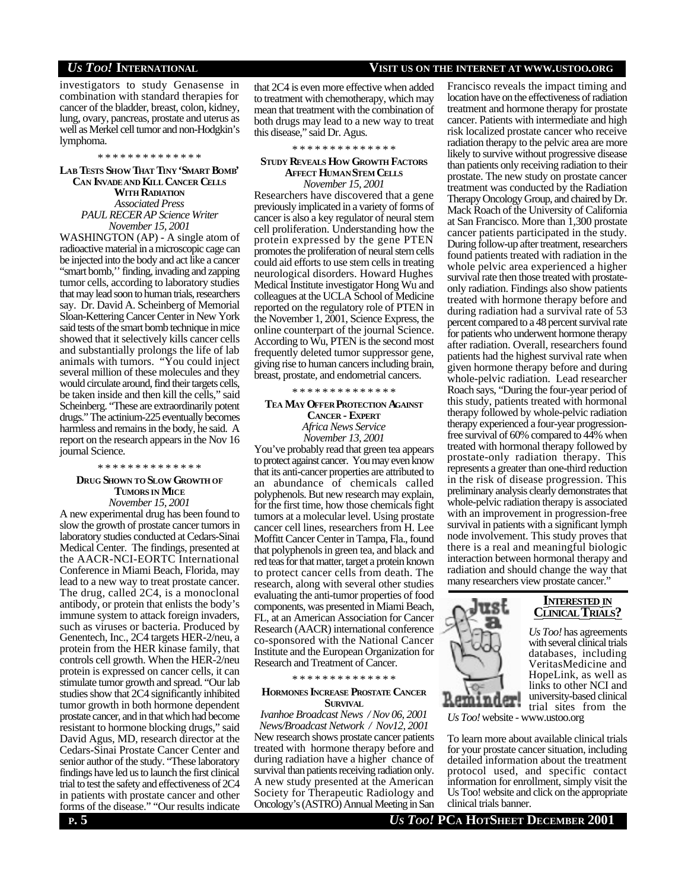investigators to study Genasense in combination with standard therapies for cancer of the bladder, breast, colon, kidney, lung, ovary, pancreas, prostate and uterus as well as Merkel cell tumor and non-Hodgkin's lymphoma.

\* \* \* \* \* \* \* \* \* \* \* \* \* \*

### LAB TESTS SHOW THAT TINY 'SMART BOMB' CAN INVADE AND KILL CANCER CELLS WITH RADIATION

*Associated Press*
*PAUL RECER AP Science Writer*
*November 15, 2001*

WASHINGTON (AP) - A single atom of radioactive material in a microscopic cage can be injected into the body and act like a cancer "smart bomb,'' finding, invading and zapping tumor cells, according to laboratory studies that may lead soon to human trials, researchers say. Dr. David A. Scheinberg of Memorial Sloan-Kettering Cancer Center in New York said tests of the smart bomb technique in mice showed that it selectively kills cancer cells and substantially prolongs the life of lab animals with tumors. "You could inject several million of these molecules and they would circulate around, find their targets cells, be taken inside and then kill the cells," said Scheinberg. "These are extraordinarily potent drugs." The actinium-225 eventually becomes harmless and remains in the body, he said. A report on the research appears in the Nov 16 journal Science.

\* \* \* \* \* \* \* \* \* \* \* \* \* \*

### DRUG SHOWN TO SLOW GROWTH OF TUMORS IN MICE

*November 15, 2001*

A new experimental drug has been found to slow the growth of prostate cancer tumors in laboratory studies conducted at Cedars-Sinai Medical Center. The findings, presented at the AACR-NCI-EORTC International Conference in Miami Beach, Florida, may lead to a new way to treat prostate cancer. The drug, called 2C4, is a monoclonal antibody, or protein that enlists the body's immune system to attack foreign invaders, such as viruses or bacteria. Produced by Genentech, Inc., 2C4 targets HER-2/neu, a protein from the HER kinase family, that controls cell growth. When the HER-2/neu protein is expressed on cancer cells, it can stimulate tumor growth and spread. "Our lab studies show that 2C4 significantly inhibited tumor growth in both hormone dependent prostate cancer, and in that which had become resistant to hormone blocking drugs," said David Agus, MD, research director at the Cedars-Sinai Prostate Cancer Center and senior author of the study. "These laboratory findings have led us to launch the first clinical trial to test the safety and effectiveness of 2C4 in patients with prostate cancer and other forms of the disease." "Our results indicate that 2C4 is even more effective when added to treatment with chemotherapy, which may mean that treatment with the combination of both drugs may lead to a new way to treat this disease," said Dr. Agus.

\* \* \* \* \* \* \* \* \* \* \* \* \* \*

### STUDY REVEALS HOW GROWTH FACTORS AFFECT HUMAN STEM CELLS

*November 15, 2001*

Researchers have discovered that a gene previously implicated in a variety of forms of cancer is also a key regulator of neural stem cell proliferation. Understanding how the protein expressed by the gene PTEN promotes the proliferation of neural stem cells could aid efforts to use stem cells in treating neurological disorders. Howard Hughes Medical Institute investigator Hong Wu and colleagues at the UCLA School of Medicine reported on the regulatory role of PTEN in the November 1, 2001, Science Express, the online counterpart of the journal Science. According to Wu, PTEN is the second most frequently deleted tumor suppressor gene, giving rise to human cancers including brain, breast, prostate, and endometrial cancers.

\* \* \* \* \* \* \* \* \* \* \* \* \* \*

### TEA MAY OFFER PROTECTION AGAINST CANCER - EXPERT

*Africa News Service*
*November 13, 2001*

You've probably read that green tea appears to protect against cancer. You may even know that its anti-cancer properties are attributed to an abundance of chemicals called polyphenols. But new research may explain, for the first time, how those chemicals fight tumors at a molecular level. Using prostate cancer cell lines, researchers from H. Lee Moffitt Cancer Center in Tampa, Fla., found that polyphenols in green tea, and black and red teas for that matter, target a protein known to protect cancer cells from death. The research, along with several other studies evaluating the anti-tumor properties of food components, was presented in Miami Beach, FL, at an American Association for Cancer Research (AACR) international conference co-sponsored with the National Cancer Institute and the European Organization for Research and Treatment of Cancer.

\* \* \* \* \* \* \* \* \* \* \* \* \* \*

### HORMONES INCREASE PROSTATE CANCER SURVIVAL

*Ivanhoe Broadcast News / Nov 06, 2001*
*News/Broadcast Network / Nov12, 2001*

New research shows prostate cancer patients treated with hormone therapy before and during radiation have a higher chance of survival than patients receiving radiation only. A new study presented at the American Society for Therapeutic Radiology and Oncology's (ASTRO) Annual Meeting in San Francisco reveals the impact timing and location have on the effectiveness of radiation treatment and hormone therapy for prostate cancer. Patients with intermediate and high risk localized prostate cancer who receive radiation therapy to the pelvic area are more likely to survive without progressive disease than patients only receiving radiation to their prostate. The new study on prostate cancer treatment was conducted by the Radiation Therapy Oncology Group, and chaired by Dr. Mack Roach of the University of California at San Francisco. More than 1,300 prostate cancer patients participated in the study. During follow-up after treatment, researchers found patients treated with radiation in the whole pelvic area experienced a higher survival rate then those treated with prostate-only radiation. Findings also show patients treated with hormone therapy before and during radiation had a survival rate of 53 percent compared to a 48 percent survival rate for patients who underwent hormone therapy after radiation. Overall, researchers found patients had the highest survival rate when given hormone therapy before and during whole-pelvic radiation. Lead researcher Roach says, "During the four-year period of this study, patients treated with hormonal therapy followed by whole-pelvic radiation therapy experienced a four-year progression-free survival of 60% compared to 44% when treated with hormonal therapy followed by prostate-only radiation therapy. This represents a greater than one-third reduction in the risk of disease progression. This preliminary analysis clearly demonstrates that whole-pelvic radiation therapy is associated with an improvement in progression-free survival in patients with a significant lymph node involvement. This study proves that there is a real and meaningful biologic interaction between hormonal therapy and radiation and should change the way that many researchers view prostate cancer."

### INTERESTED IN CLINICAL TRIALS?

Just a Reminder!

*Us Too!* has agreements with several clinical trials databases, including VeritasMedicine and HopeLink, as well as links to other NCI and university-based clinical trial sites from the *Us Too!* website - www.ustoo.org

To learn more about available clinical trials for your prostate cancer situation, including detailed information about the treatment protocol used, and specific contact information for enrollment, simply visit the Us Too! website and click on the appropriate clinical trials banner.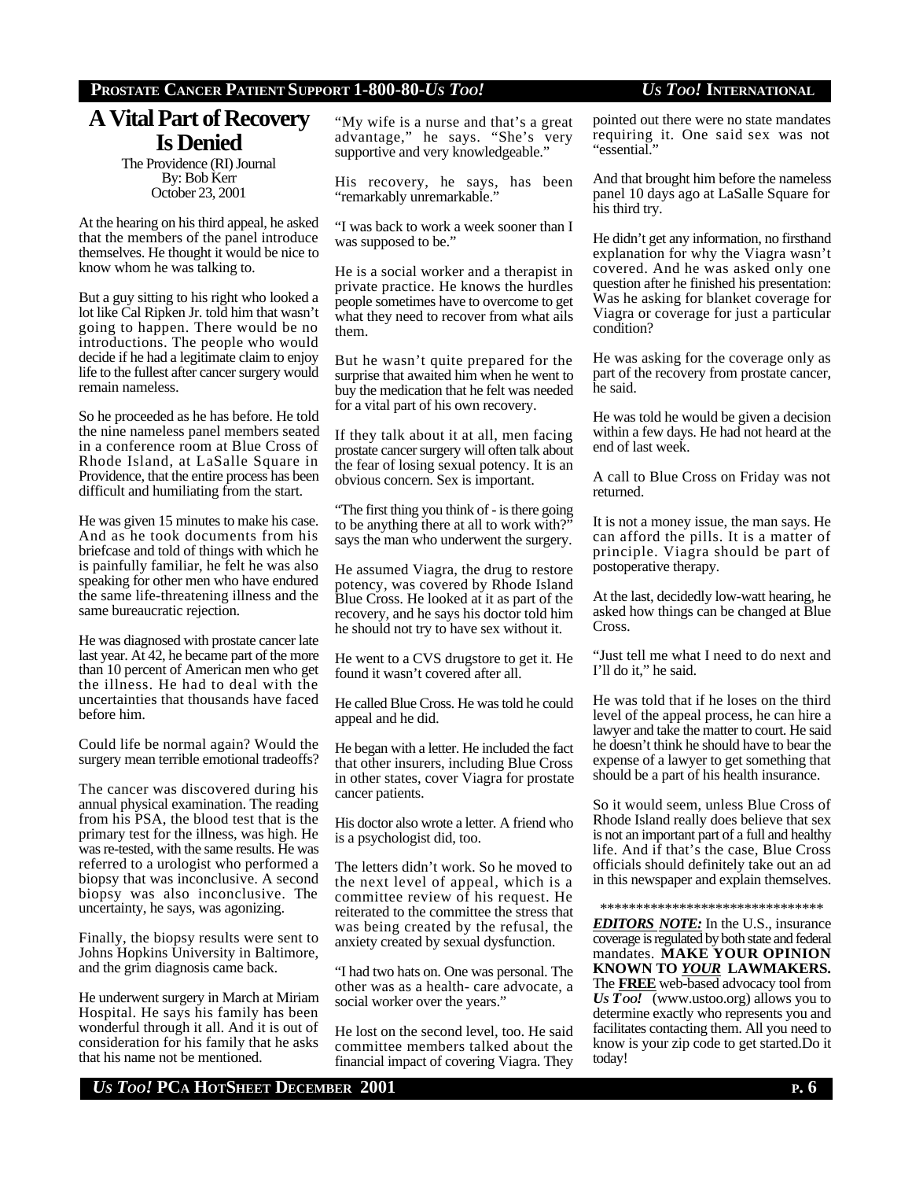# A Vital Part of Recovery Is Denied

The Providence (RI) Journal
By: Bob Kerr
October 23, 2001

At the hearing on his third appeal, he asked that the members of the panel introduce themselves. He thought it would be nice to know whom he was talking to.

But a guy sitting to his right who looked a lot like Cal Ripken Jr. told him that wasn't going to happen. There would be no introductions. The people who would decide if he had a legitimate claim to enjoy life to the fullest after cancer surgery would remain nameless.

So he proceeded as he has before. He told the nine nameless panel members seated in a conference room at Blue Cross of Rhode Island, at LaSalle Square in Providence, that the entire process has been difficult and humiliating from the start.

He was given 15 minutes to make his case. And as he took documents from his briefcase and told of things with which he is painfully familiar, he felt he was also speaking for other men who have endured the same life-threatening illness and the same bureaucratic rejection.

He was diagnosed with prostate cancer late last year. At 42, he became part of the more than 10 percent of American men who get the illness. He had to deal with the uncertainties that thousands have faced before him.

Could life be normal again? Would the surgery mean terrible emotional tradeoffs?

The cancer was discovered during his annual physical examination. The reading from his PSA, the blood test that is the primary test for the illness, was high. He was re-tested, with the same results. He was referred to a urologist who performed a biopsy that was inconclusive. A second biopsy was also inconclusive. The uncertainty, he says, was agonizing.

Finally, the biopsy results were sent to Johns Hopkins University in Baltimore, and the grim diagnosis came back.

He underwent surgery in March at Miriam Hospital. He says his family has been wonderful through it all. And it is out of consideration for his family that he asks that his name not be mentioned.

"My wife is a nurse and that's a great advantage," he says. "She's very supportive and very knowledgeable."

His recovery, he says, has been "remarkably unremarkable."

"I was back to work a week sooner than I was supposed to be."

He is a social worker and a therapist in private practice. He knows the hurdles people sometimes have to overcome to get what they need to recover from what ails them.

But he wasn't quite prepared for the surprise that awaited him when he went to buy the medication that he felt was needed for a vital part of his own recovery.

If they talk about it at all, men facing prostate cancer surgery will often talk about the fear of losing sexual potency. It is an obvious concern. Sex is important.

"The first thing you think of - is there going to be anything there at all to work with?" says the man who underwent the surgery.

He assumed Viagra, the drug to restore potency, was covered by Rhode Island Blue Cross. He looked at it as part of the recovery, and he says his doctor told him he should not try to have sex without it.

He went to a CVS drugstore to get it. He found it wasn't covered after all.

He called Blue Cross. He was told he could appeal and he did.

He began with a letter. He included the fact that other insurers, including Blue Cross in other states, cover Viagra for prostate cancer patients.

His doctor also wrote a letter. A friend who is a psychologist did, too.

The letters didn't work. So he moved to the next level of appeal, which is a committee review of his request. He reiterated to the committee the stress that was being created by the refusal, the anxiety created by sexual dysfunction.

"I had two hats on. One was personal. The other was as a health- care advocate, a social worker over the years."

He lost on the second level, too. He said committee members talked about the financial impact of covering Viagra. They pointed out there were no state mandates requiring it. One said sex was not "essential."

And that brought him before the nameless panel 10 days ago at LaSalle Square for his third try.

He didn't get any information, no firsthand explanation for why the Viagra wasn't covered. And he was asked only one question after he finished his presentation: Was he asking for blanket coverage for Viagra or coverage for just a particular condition?

He was asking for the coverage only as part of the recovery from prostate cancer, he said.

He was told he would be given a decision within a few days. He had not heard at the end of last week.

A call to Blue Cross on Friday was not returned.

It is not a money issue, the man says. He can afford the pills. It is a matter of principle. Viagra should be part of postoperative therapy.

At the last, decidedly low-watt hearing, he asked how things can be changed at Blue Cross.

"Just tell me what I need to do next and I'll do it," he said.

He was told that if he loses on the third level of the appeal process, he can hire a lawyer and take the matter to court. He said he doesn't think he should have to bear the expense of a lawyer to get something that should be a part of his health insurance.

So it would seem, unless Blue Cross of Rhode Island really does believe that sex is not an important part of a full and healthy life. And if that's the case, Blue Cross officials should definitely take out an ad in this newspaper and explain themselves.

********************************

***EDITORS NOTE:*** In the U.S., insurance coverage is regulated by both state and federal mandates. **MAKE YOUR OPINION KNOWN TO *YOUR* LAWMAKERS.** The **FREE** web-based advocacy tool from ***Us Too!*** (www.ustoo.org) allows you to determine exactly who represents you and facilitates contacting them. All you need to know is your zip code to get started.Do it today!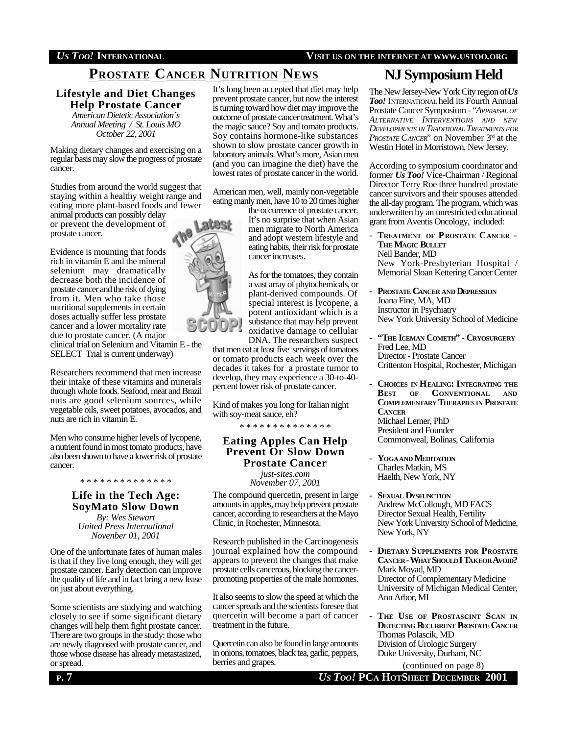# PROSTATE CANCER NUTRITION NEWS

### Lifestyle and Diet Changes Help Prostate Cancer

*American Dietetic Association's Annual Meeting / St. Louis MO*
*October 22, 2001*

Making dietary changes and exercising on a regular basis may slow the progress of prostate cancer.

Studies from around the world suggest that staying within a healthy weight range and eating more plant-based foods and fewer animal products can possibly delay or prevent the development of prostate cancer.

Evidence is mounting that foods rich in vitamin E and the mineral selenium may dramatically decrease both the incidence of prostate cancer and the risk of dying from it. Men who take those nutritional supplements in certain doses actually suffer less prostate cancer and a lower mortality rate due to prostate cancer. (A major clinical trial on Selenium and Vitamin E - the SELECT Trial is current underway)

Researchers recommend that men increase their intake of these vitamins and minerals through whole foods. Seafood, meat and Brazil nuts are good selenium sources, while vegetable oils, sweet potatoes, avocados, and nuts are rich in vitamin E.

Men who consume higher levels of lycopene, a nutrient found in most tomato products, have also been shown to have a lower risk of prostate cancer.

\* \* \* \* \* \* \* \* \* \* \* \* \* \*

### Life in the Tech Age: SoyMato Slow Down

*By: Wes Stewart*
*United Press International*
*Novenber 01, 2001*

One of the unfortunate fates of human males is that if they live long enough, they will get prostate cancer. Early detection can improve the quality of life and in fact bring a new lease on just about everything.

Some scientists are studying and watching closely to see if some significant dietary changes will help them fight prostate cancer. There are two groups in the study: those who are newly diagnosed with prostate cancer, and those whose disease has already metastasized, or spread.

It's long been accepted that diet may help prevent prostate cancer, but now the interest is turning toward how diet may improve the outcome of prostate cancer treatment. What's the magic sauce? Soy and tomato products. Soy contains hormone-like substances shown to slow prostate cancer growth in laboratory animals. What's more, Asian men (and you can imagine the diet) have the lowest rates of prostate cancer in the world.

American men, well, mainly non-vegetable eating manly men, have 10 to 20 times higher the occurrence of prostate cancer. It's no surprise that when Asian men migrate to North America and adopt western lifestyle and eating habits, their risk for prostate cancer increases.

As for the tomatoes, they contain a vast array of phytochemicals, or plant-derived compounds. Of special interest is lycopene, a potent antioxidant which is a substance that may help prevent oxidative damage to cellular DNA. The researchers suspect that men eat at least five servings of tomatoes or tomato products each week over the decades it takes for a prostate tumor to develop, they may experience a 30-to-40-percent lower risk of prostate cancer.

Kind of makes you long for Italian night with soy-meat sauce, eh?

\* \* \* \* \* \* \* \* \* \* \* \* \* \*

### Eating Apples Can Help Prevent Or Slow Down Prostate Cancer

*just-sites.com*
*November 07, 2001*

The compound quercetin, present in large amounts in apples, may help prevent prostate cancer, according to researchers at the Mayo Clinic, in Rochester, Minnesota.

Research published in the Carcinogenesis journal explained how the compound appears to prevent the changes that make prostate cells cancerous, blocking the cancer-promoting properties of the male hormones.

It also seems to slow the speed at which the cancer spreads and the scientists foresee that quercetin will become a part of cancer treatment in the future.

Quercetin can also be found in large amounts in onions, tomatoes, black tea, garlic, peppers, berries and grapes.

# NJ Symposium Held

The New Jersey-New York City region of ***Us Too!*** INTERNATIONAL held its Fourth Annual Prostate Cancer Symposium - "*APPRAISAL OF ALTERNATIVE INTERVENTIONS AND NEW DEVELOPMENTS IN TRADITIONAL TREATMENTS FOR PROSTATE CANCER*" on November 3rd at the Westin Hotel in Morristown, New Jersey.

According to symposium coordinator and former ***Us Too!*** Vice-Chairman / Regional Director Terry Roe three hundred prostate cancer survivors and their spouses attended the all-day program. The program, which was underwritten by an unrestricted educational grant from Aventis Oncology, included:

- **TREATMENT OF PROSTATE CANCER - THE MAGIC BULLET**
  Neil Bander, MD
  New York-Presbyterian Hospital / Memorial Sloan Kettering Cancer Center
- **PROSTATE CANCER AND DEPRESSION**
  Joana Fine, MA, MD
  Instructor in Psychiatry
  New York University School of Medicine
- **"THE ICEMAN COMETH" - CRYOSURGERY**
  Fred Lee, MD
  Director - Prostate Cancer
  Crittenton Hospital, Rochester, Michigan
- **CHOICES IN HEALING: INTEGRATING THE BEST OF CONVENTIONAL AND COMPLEMENTARY THERAPIES IN PROSTATE CANCER**
  Michael Lerner, PhD
  President and Founder
  Commonweal, Bolinas, California
- **YOGA AND MEDITATION**
  Charles Matkin, MS
  Haelth, New York, NY
- **SEXUAL DYSFUNCTION**
  Andrew McCollough, MD FACS
  Director Sexual Health, Fertility
  New York University School of Medicine, New York, NY
- **DIETARY SUPPLEMENTS FOR PROSTATE CANCER - WHAT SHOULD I TAKE OR AVOID?**
  Mark Moyad, MD
  Director of Complementary Medicine
  University of Michigan Medical Center, Ann Arbor, MI
- **THE USE OF PROSTASCINT SCAN IN DETECTING RECURRENT PROSTATE CANCER**
  Thomas Polascik, MD
  Division of Urologic Surgery
  Duke University, Durham, NC

(continued on page 8)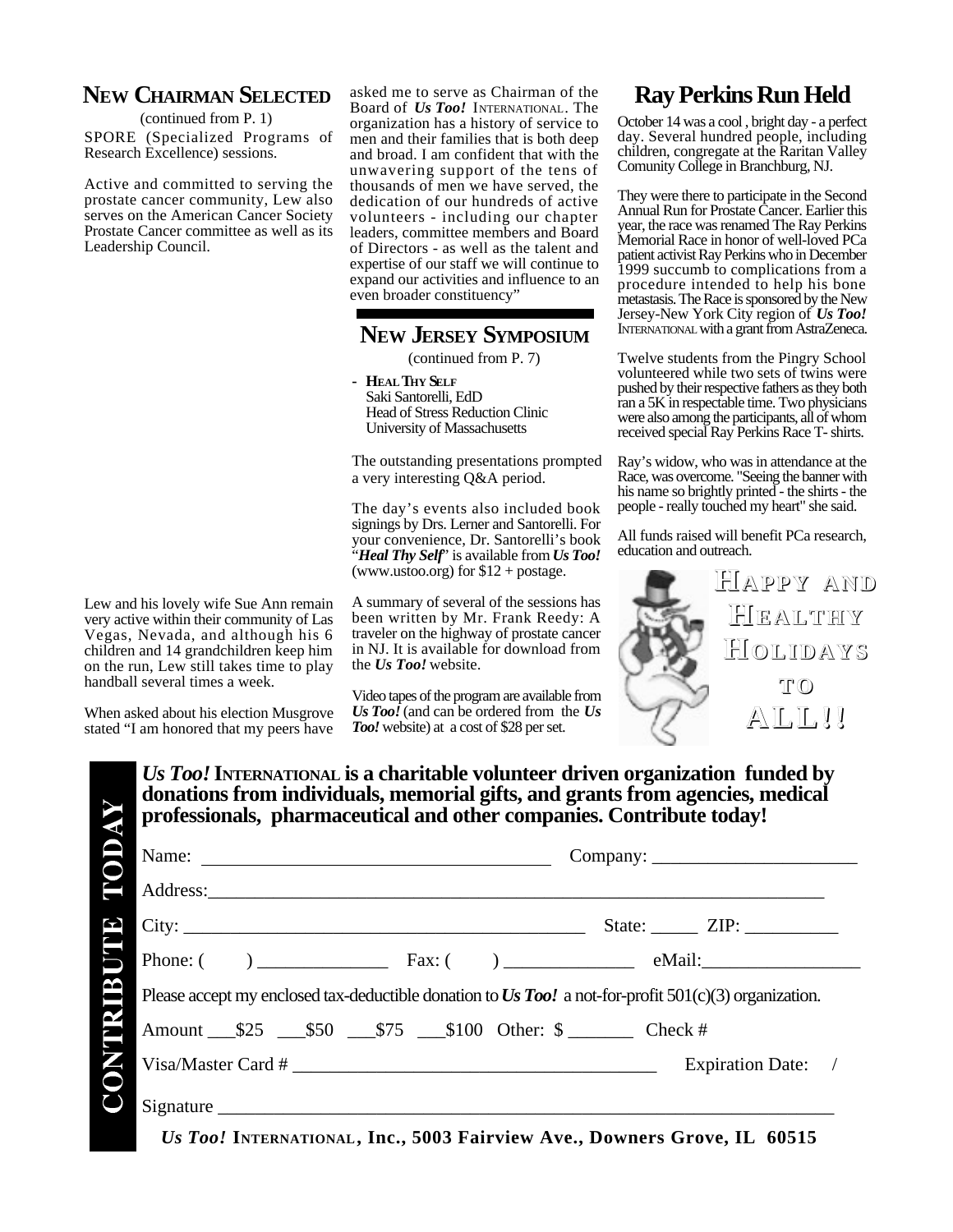## NEW CHAIRMAN SELECTED

(continued from P. 1)

SPORE (Specialized Programs of Research Excellence) sessions.

Active and committed to serving the prostate cancer community, Lew also serves on the American Cancer Society Prostate Cancer committee as well as its Leadership Council.

Lew and his lovely wife Sue Ann remain very active within their community of Las Vegas, Nevada, and although his 6 children and 14 grandchildren keep him on the run, Lew still takes time to play handball several times a week.

When asked about his election Musgrove stated "I am honored that my peers have asked me to serve as Chairman of the Board of ***Us Too!*** INTERNATIONAL. The organization has a history of service to men and their families that is both deep and broad. I am confident that with the unwavering support of the tens of thousands of men we have served, the dedication of our hundreds of active volunteers - including our chapter leaders, committee members and Board of Directors - as well as the talent and expertise of our staff we will continue to expand our activities and influence to an even broader constituency"

## NEW JERSEY SYMPOSIUM

(continued from P. 7)

- **HEAL THY SELF**
  Saki Santorelli, EdD
  Head of Stress Reduction Clinic
  University of Massachusetts

The outstanding presentations prompted a very interesting Q&A period.

The day's events also included book signings by Drs. Lerner and Santorelli. For your convenience, Dr. Santorelli's book "***Heal Thy Self***" is available from ***Us Too!*** (www.ustoo.org) for $12 + postage.

A summary of several of the sessions has been written by Mr. Frank Reedy: A traveler on the highway of prostate cancer in NJ. It is available for download from the ***Us Too!*** website.

Video tapes of the program are available from ***Us Too!*** (and can be ordered from the ***Us Too!*** website) at a cost of $28 per set.

## Ray Perkins Run Held

October 14 was a cool , bright day - a perfect day. Several hundred people, including children, congregate at the Raritan Valley Comunity College in Branchburg, NJ.

They were there to participate in the Second Annual Run for Prostate Cancer. Earlier this year, the race was renamed The Ray Perkins Memorial Race in honor of well-loved PCa patient activist Ray Perkins who in December 1999 succumb to complications from a procedure intended to help his bone metastasis. The Race is sponsored by the New Jersey-New York City region of ***Us Too!*** INTERNATIONAL with a grant from AstraZeneca.

Twelve students from the Pingry School volunteered while two sets of twins were pushed by their respective fathers as they both ran a 5K in respectable time. Two physicians were also among the participants, all of whom received special Ray Perkins Race T- shirts.

Ray's widow, who was in attendance at the Race, was overcome. "Seeing the banner with his name so brightly printed - the shirts - the people - really touched my heart" she said.

All funds raised will benefit PCa research, education and outreach.

HAPPY AND HEALTHY HOLIDAYS TO ALL!!

## CONTRIBUTE TODAY

***Us Too!* INTERNATIONAL is a charitable volunteer driven organization funded by donations from individuals, memorial gifts, and grants from agencies, medical professionals, pharmaceutical and other companies. Contribute today!**

Name: ________________________ Company: ______________________

Address: ________________________________________________

City: ______________________________ State: _____ ZIP: __________

Phone: ( ) ______________ Fax: ( ) ______________ eMail: _________________

Please accept my enclosed tax-deductible donation to ***Us Too!*** a not-for-profit 501(c)(3) organization.

Amount ___$25 ___$50 ___$75 ___$100 Other: $ _______ Check #

Visa/Master Card # ________________________________ Expiration Date: /

Signature ________________________________________________

***Us Too!*** **INTERNATIONAL, Inc., 5003 Fairview Ave., Downers Grove, IL 60515**